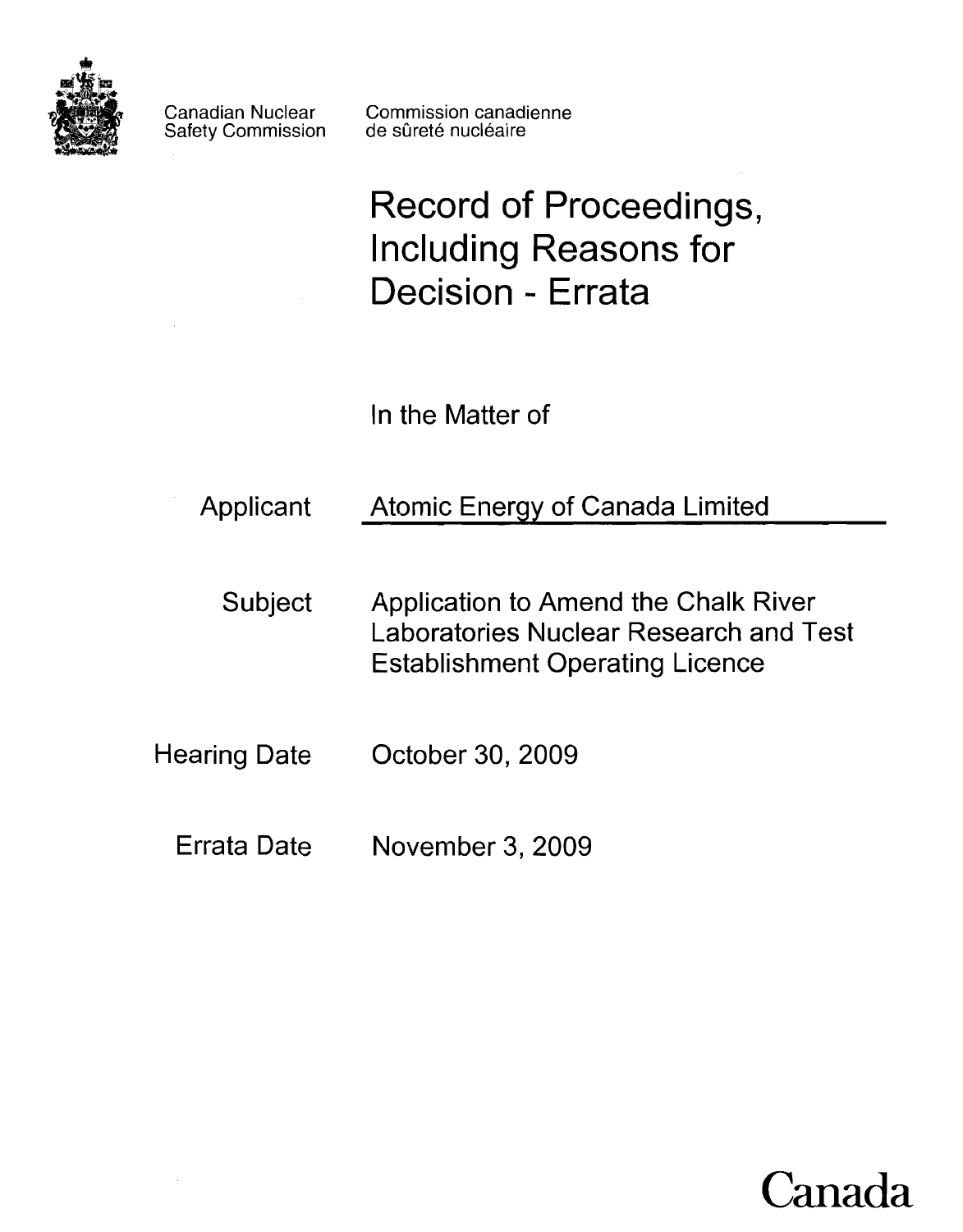Canadian Nuclear Safety Commission

Commission canadienne de sûreté nucléaire

# Record of Proceedings, Including Reasons for Decision - Errata

In the Matter of

| | |
|---|---|
| Applicant | Atomic Energy of Canada Limited |
| Subject | Application to Amend the Chalk River Laboratories Nuclear Research and Test Establishment Operating Licence |
| Hearing Date | October 30, 2009 |
| Errata Date | November 3, 2009 |

Canada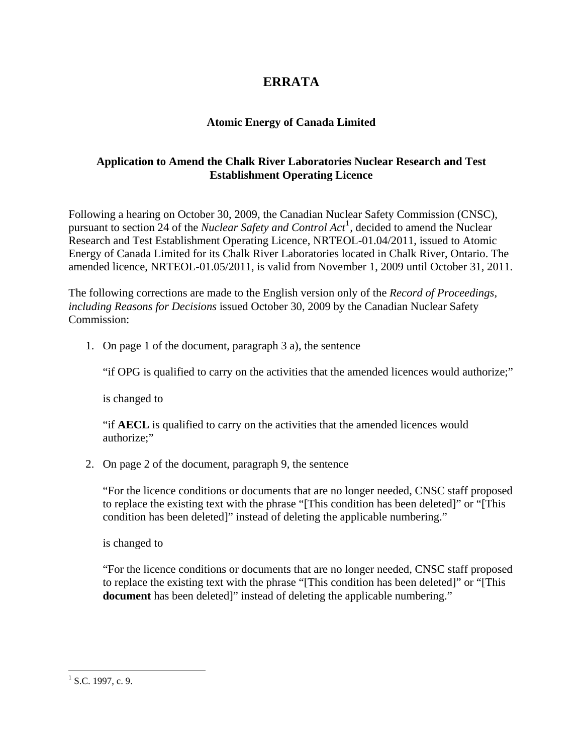# ERRATA

### Atomic Energy of Canada Limited

### Application to Amend the Chalk River Laboratories Nuclear Research and Test Establishment Operating Licence

Following a hearing on October 30, 2009, the Canadian Nuclear Safety Commission (CNSC), pursuant to section 24 of the *Nuclear Safety and Control Act*[1], decided to amend the Nuclear Research and Test Establishment Operating Licence, NRTEOL-01.04/2011, issued to Atomic Energy of Canada Limited for its Chalk River Laboratories located in Chalk River, Ontario. The amended licence, NRTEOL-01.05/2011, is valid from November 1, 2009 until October 31, 2011.

The following corrections are made to the English version only of the *Record of Proceedings, including Reasons for Decisions* issued October 30, 2009 by the Canadian Nuclear Safety Commission:

1. On page 1 of the document, paragraph 3 a), the sentence

   "if OPG is qualified to carry on the activities that the amended licences would authorize;"

   is changed to

   "if **AECL** is qualified to carry on the activities that the amended licences would authorize;"

2. On page 2 of the document, paragraph 9, the sentence

   "For the licence conditions or documents that are no longer needed, CNSC staff proposed to replace the existing text with the phrase "[This condition has been deleted]" or "[This condition has been deleted]" instead of deleting the applicable numbering."

   is changed to

   "For the licence conditions or documents that are no longer needed, CNSC staff proposed to replace the existing text with the phrase "[This condition has been deleted]" or "[This **document** has been deleted]" instead of deleting the applicable numbering."

---

[1] S.C. 1997, c. 9.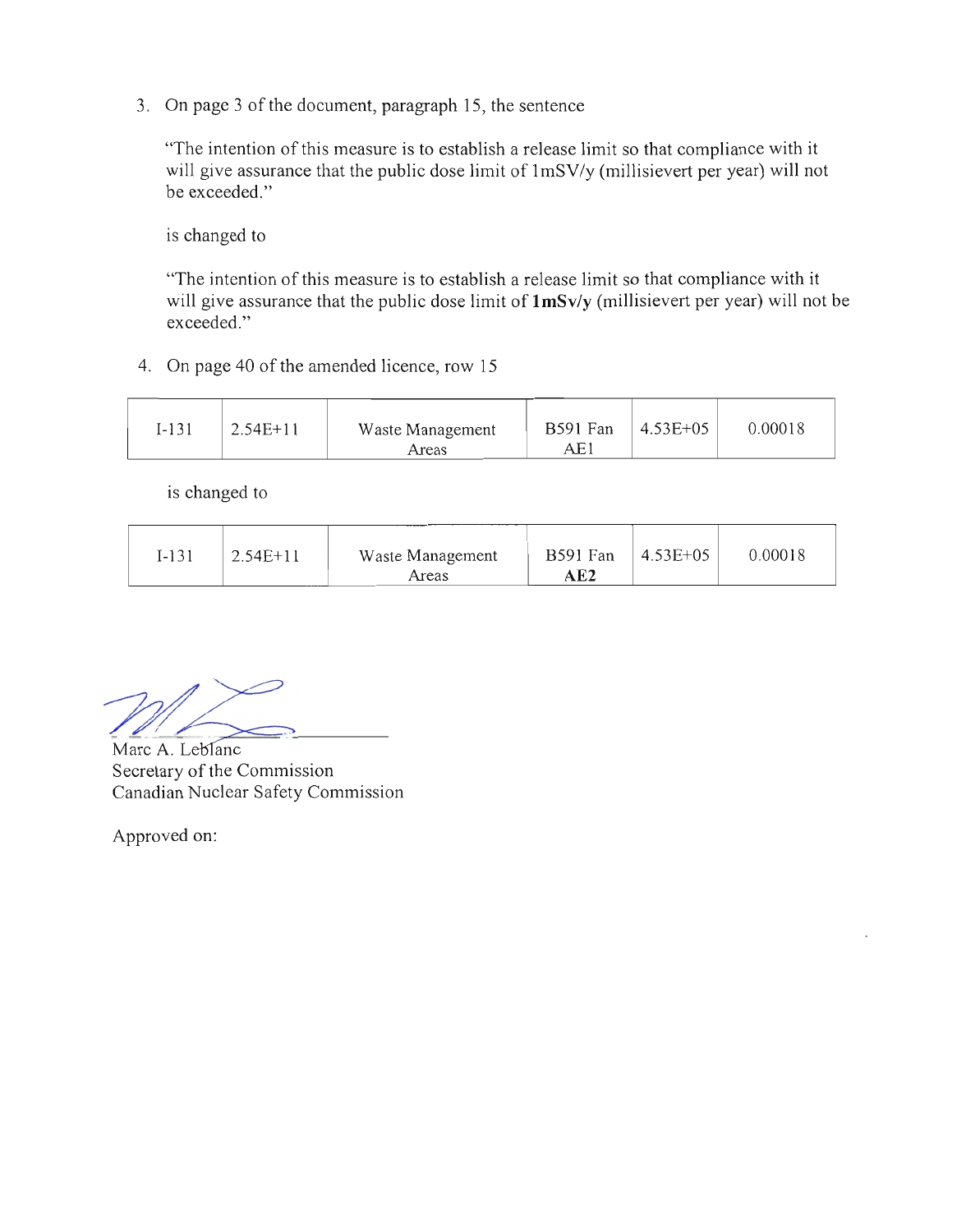3. On page 3 of the document, paragraph 15, the sentence

   "The intention of this measure is to establish a release limit so that compliance with it will give assurance that the public dose limit of 1mSV/y (millisievert per year) will not be exceeded."

   is changed to

   "The intention of this measure is to establish a release limit so that compliance with it will give assurance that the public dose limit of **1mSv/y** (millisievert per year) will not be exceeded."

4. On page 40 of the amended licence, row 15

| | | | | | |
|---|---|---|---|---|---|
| I-131 | 2.54E+11 | Waste Management Areas | B591 Fan AE1 | 4.53E+05 | 0.00018 |

   is changed to

| | | | | | |
|---|---|---|---|---|---|
| I-131 | 2.54E+11 | Waste Management Areas | B591 Fan **AE2** | 4.53E+05 | 0.00018 |

Marc A. Leblanc
Secretary of the Commission
Canadian Nuclear Safety Commission

Approved on: